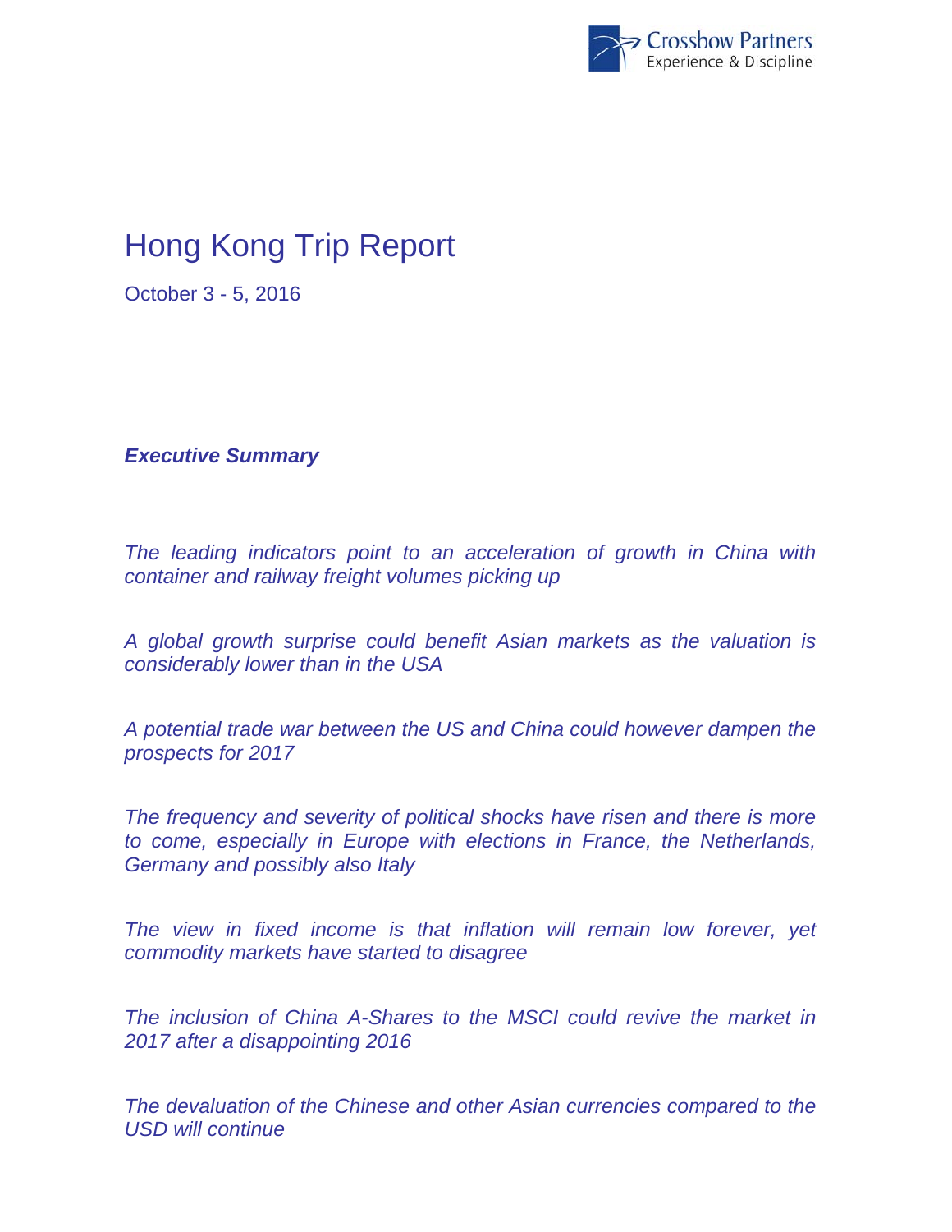Crossbow Partners
Experience & Discipline

# Hong Kong Trip Report

October 3 - 5, 2016

### *Executive Summary*

*The leading indicators point to an acceleration of growth in China with container and railway freight volumes picking up*

*A global growth surprise could benefit Asian markets as the valuation is considerably lower than in the USA*

*A potential trade war between the US and China could however dampen the prospects for 2017*

*The frequency and severity of political shocks have risen and there is more to come, especially in Europe with elections in France, the Netherlands, Germany and possibly also Italy*

*The view in fixed income is that inflation will remain low forever, yet commodity markets have started to disagree*

*The inclusion of China A-Shares to the MSCI could revive the market in 2017 after a disappointing 2016*

*The devaluation of the Chinese and other Asian currencies compared to the USD will continue*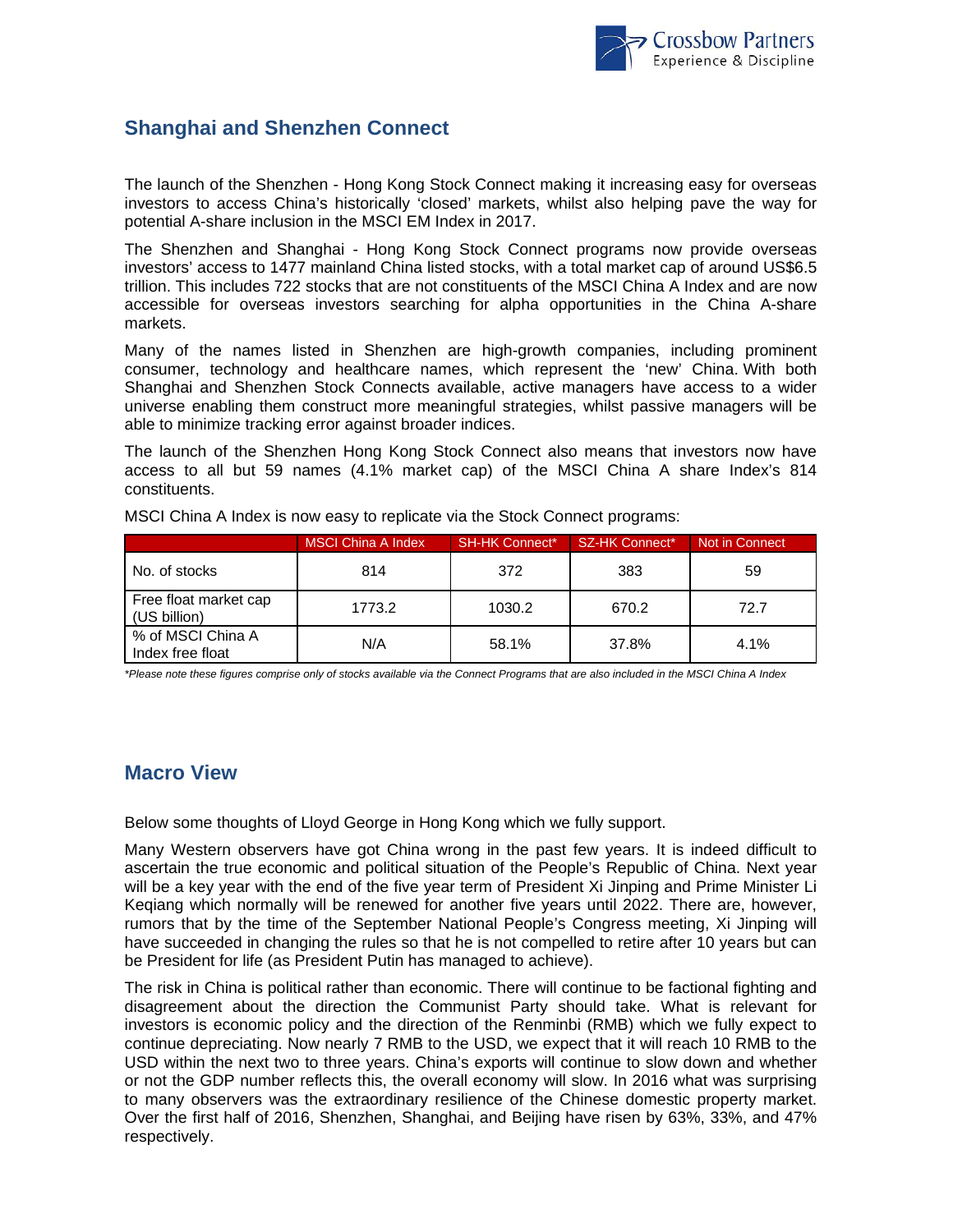## Shanghai and Shenzhen Connect

The launch of the Shenzhen - Hong Kong Stock Connect making it increasing easy for overseas investors to access China's historically 'closed' markets, whilst also helping pave the way for potential A-share inclusion in the MSCI EM Index in 2017.

The Shenzhen and Shanghai - Hong Kong Stock Connect programs now provide overseas investors' access to 1477 mainland China listed stocks, with a total market cap of around US$6.5 trillion. This includes 722 stocks that are not constituents of the MSCI China A Index and are now accessible for overseas investors searching for alpha opportunities in the China A-share markets.

Many of the names listed in Shenzhen are high-growth companies, including prominent consumer, technology and healthcare names, which represent the 'new' China. With both Shanghai and Shenzhen Stock Connects available, active managers have access to a wider universe enabling them construct more meaningful strategies, whilst passive managers will be able to minimize tracking error against broader indices.

The launch of the Shenzhen Hong Kong Stock Connect also means that investors now have access to all but 59 names (4.1% market cap) of the MSCI China A share Index's 814 constituents.

MSCI China A Index is now easy to replicate via the Stock Connect programs:

| | MSCI China A Index | SH-HK Connect* | SZ-HK Connect* | Not in Connect |
|---|---|---|---|---|
| No. of stocks | 814 | 372 | 383 | 59 |
| Free float market cap (US billion) | 1773.2 | 1030.2 | 670.2 | 72.7 |
| % of MSCI China A Index free float | N/A | 58.1% | 37.8% | 4.1% |

*\*Please note these figures comprise only of stocks available via the Connect Programs that are also included in the MSCI China A Index*

## Macro View

Below some thoughts of Lloyd George in Hong Kong which we fully support.

Many Western observers have got China wrong in the past few years. It is indeed difficult to ascertain the true economic and political situation of the People's Republic of China. Next year will be a key year with the end of the five year term of President Xi Jinping and Prime Minister Li Keqiang which normally will be renewed for another five years until 2022. There are, however, rumors that by the time of the September National People's Congress meeting, Xi Jinping will have succeeded in changing the rules so that he is not compelled to retire after 10 years but can be President for life (as President Putin has managed to achieve).

The risk in China is political rather than economic. There will continue to be factional fighting and disagreement about the direction the Communist Party should take. What is relevant for investors is economic policy and the direction of the Renminbi (RMB) which we fully expect to continue depreciating. Now nearly 7 RMB to the USD, we expect that it will reach 10 RMB to the USD within the next two to three years. China's exports will continue to slow down and whether or not the GDP number reflects this, the overall economy will slow. In 2016 what was surprising to many observers was the extraordinary resilience of the Chinese domestic property market. Over the first half of 2016, Shenzhen, Shanghai, and Beijing have risen by 63%, 33%, and 47% respectively.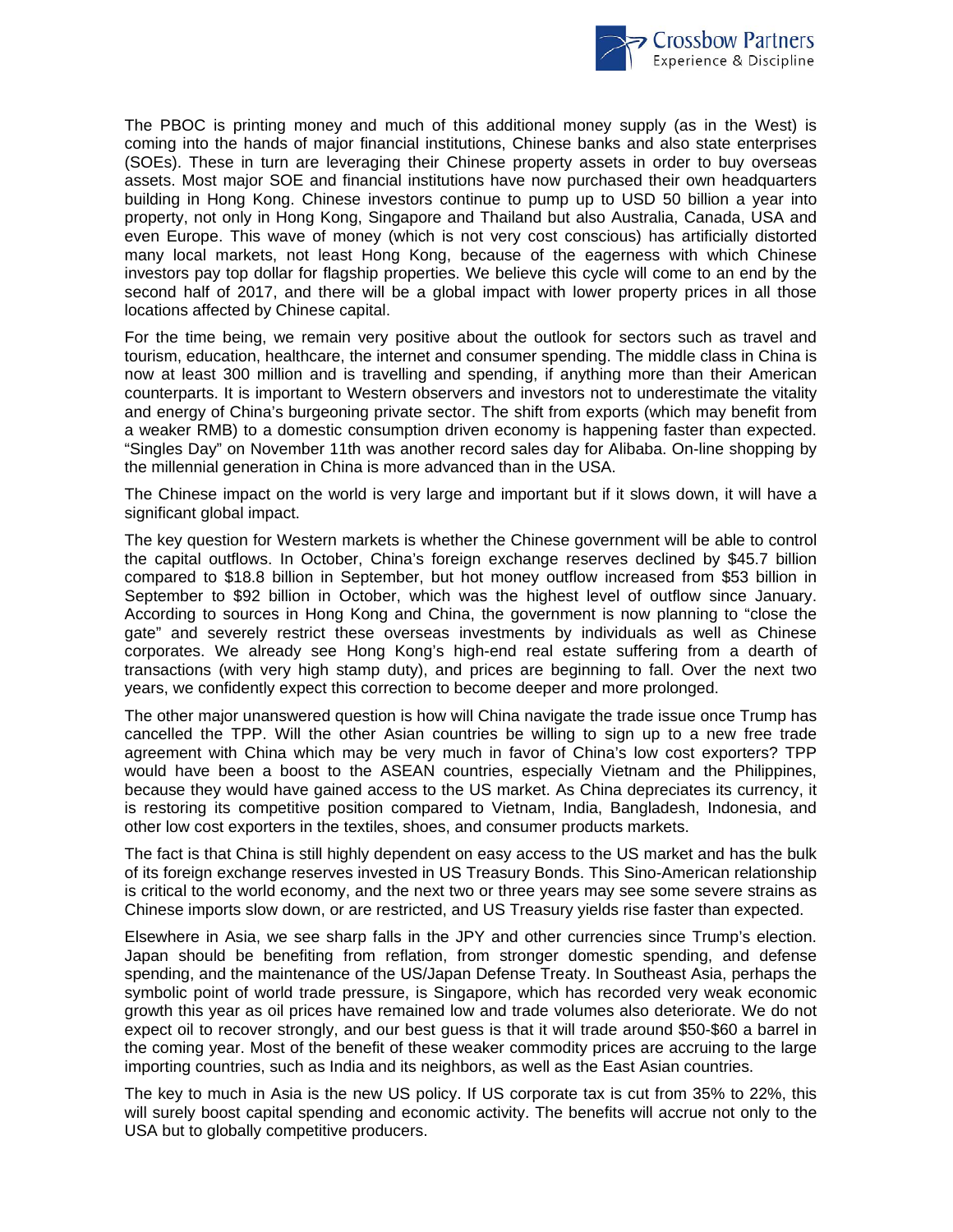The PBOC is printing money and much of this additional money supply (as in the West) is coming into the hands of major financial institutions, Chinese banks and also state enterprises (SOEs). These in turn are leveraging their Chinese property assets in order to buy overseas assets. Most major SOE and financial institutions have now purchased their own headquarters building in Hong Kong. Chinese investors continue to pump up to USD 50 billion a year into property, not only in Hong Kong, Singapore and Thailand but also Australia, Canada, USA and even Europe. This wave of money (which is not very cost conscious) has artificially distorted many local markets, not least Hong Kong, because of the eagerness with which Chinese investors pay top dollar for flagship properties. We believe this cycle will come to an end by the second half of 2017, and there will be a global impact with lower property prices in all those locations affected by Chinese capital.

For the time being, we remain very positive about the outlook for sectors such as travel and tourism, education, healthcare, the internet and consumer spending. The middle class in China is now at least 300 million and is travelling and spending, if anything more than their American counterparts. It is important to Western observers and investors not to underestimate the vitality and energy of China's burgeoning private sector. The shift from exports (which may benefit from a weaker RMB) to a domestic consumption driven economy is happening faster than expected. "Singles Day" on November 11th was another record sales day for Alibaba. On-line shopping by the millennial generation in China is more advanced than in the USA.

The Chinese impact on the world is very large and important but if it slows down, it will have a significant global impact.

The key question for Western markets is whether the Chinese government will be able to control the capital outflows. In October, China's foreign exchange reserves declined by $45.7 billion compared to $18.8 billion in September, but hot money outflow increased from $53 billion in September to $92 billion in October, which was the highest level of outflow since January. According to sources in Hong Kong and China, the government is now planning to "close the gate" and severely restrict these overseas investments by individuals as well as Chinese corporates. We already see Hong Kong's high-end real estate suffering from a dearth of transactions (with very high stamp duty), and prices are beginning to fall. Over the next two years, we confidently expect this correction to become deeper and more prolonged.

The other major unanswered question is how will China navigate the trade issue once Trump has cancelled the TPP. Will the other Asian countries be willing to sign up to a new free trade agreement with China which may be very much in favor of China's low cost exporters? TPP would have been a boost to the ASEAN countries, especially Vietnam and the Philippines, because they would have gained access to the US market. As China depreciates its currency, it is restoring its competitive position compared to Vietnam, India, Bangladesh, Indonesia, and other low cost exporters in the textiles, shoes, and consumer products markets.

The fact is that China is still highly dependent on easy access to the US market and has the bulk of its foreign exchange reserves invested in US Treasury Bonds. This Sino-American relationship is critical to the world economy, and the next two or three years may see some severe strains as Chinese imports slow down, or are restricted, and US Treasury yields rise faster than expected.

Elsewhere in Asia, we see sharp falls in the JPY and other currencies since Trump's election. Japan should be benefiting from reflation, from stronger domestic spending, and defense spending, and the maintenance of the US/Japan Defense Treaty. In Southeast Asia, perhaps the symbolic point of world trade pressure, is Singapore, which has recorded very weak economic growth this year as oil prices have remained low and trade volumes also deteriorate. We do not expect oil to recover strongly, and our best guess is that it will trade around $50-$60 a barrel in the coming year. Most of the benefit of these weaker commodity prices are accruing to the large importing countries, such as India and its neighbors, as well as the East Asian countries.

The key to much in Asia is the new US policy. If US corporate tax is cut from 35% to 22%, this will surely boost capital spending and economic activity. The benefits will accrue not only to the USA but to globally competitive producers.